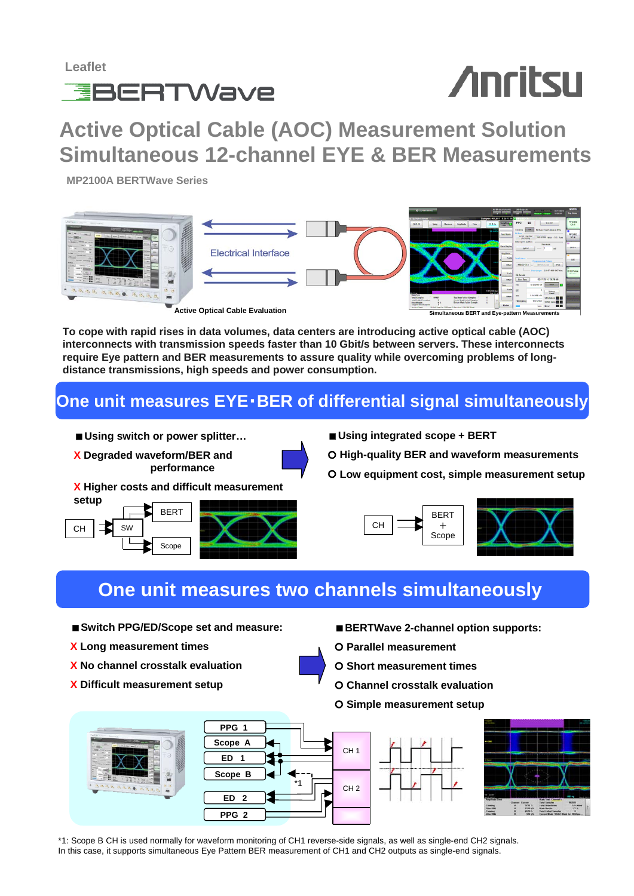Leaflet

BERTWave

Anritsu

# Active Optical Cable (AOC) Measurement Solution
# Simultaneous 12-channel EYE & BER Measurements

**MP2100A BERTWave Series**

Electrical Interface

Active Optical Cable Evaluation

Simultaneous BERT and Eye-pattern Measurements

**To cope with rapid rises in data volumes, data centers are introducing active optical cable (AOC) interconnects with transmission speeds faster than 10 Gbit/s between servers. These interconnects require Eye pattern and BER measurements to assure quality while overcoming problems of long-distance transmissions, high speeds and power consumption.**

## One unit measures EYE･BER of differential signal simultaneously

■ **Using switch or power splitter…**

X **Degraded waveform/BER and performance**

X **Higher costs and difficult measurement setup**

CH → SW → BERT / Scope

■ **Using integrated scope + BERT**

O **High-quality BER and waveform measurements**

O **Low equipment cost, simple measurement setup**

CH → BERT + Scope

## One unit measures two channels simultaneously

■ **Switch PPG/ED/Scope set and measure:**

X **Long measurement times**

X **No channel crosstalk evaluation**

X **Difficult measurement setup**

■ **BERTWave 2-channel option supports:**

O **Parallel measurement**

O **Short measurement times**

O **Channel crosstalk evaluation**

O **Simple measurement setup**

PPG 1, Scope A, ED 1, Scope B, ED 2, PPG 2 — CH 1, CH 2, *1

*1: Scope B CH is used normally for waveform monitoring of CH1 reverse-side signals, as well as single-end CH2 signals. In this case, it supports simultaneous Eye Pattern BER measurement of CH1 and CH2 outputs as single-end signals.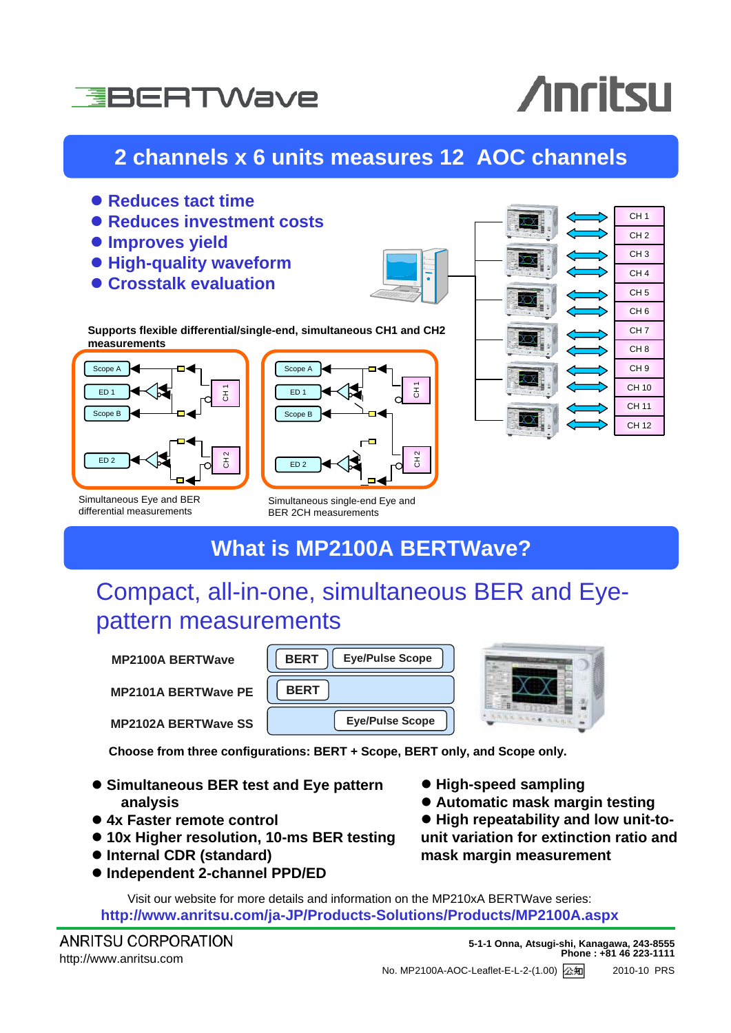BERTWave

Anritsu

## 2 channels x 6 units measures 12 AOC channels

- Reduces tact time
- Reduces investment costs
- Improves yield
- High-quality waveform
- Crosstalk evaluation

CH 1
CH 2
CH 3
CH 4
CH 5
CH 6
CH 7
CH 8
CH 9
CH 10
CH 11
CH 12

**Supports flexible differential/single-end, simultaneous CH1 and CH2 measurements**

Scope A
ED 1
Scope B
ED 2
CH 1
CH 2

Simultaneous Eye and BER differential measurements

Scope A
ED 1
Scope B
ED 2
CH 1
CH 2

Simultaneous single-end Eye and BER 2CH measurements

## What is MP2100A BERTWave?

### Compact, all-in-one, simultaneous BER and Eye-pattern measurements

| | | |
|---|---|---|
| **MP2100A BERTWave** | **BERT** | **Eye/Pulse Scope** |
| **MP2101A BERTWave PE** | **BERT** | |
| **MP2102A BERTWave SS** | | **Eye/Pulse Scope** |

**Choose from three configurations: BERT + Scope, BERT only, and Scope only.**

- **Simultaneous BER test and Eye pattern analysis**
- **4x Faster remote control**
- **10x Higher resolution, 10-ms BER testing**
- **Internal CDR (standard)**
- **Independent 2-channel PPD/ED**
- **High-speed sampling**
- **Automatic mask margin testing**
- **High repeatability and low unit-to-unit variation for extinction ratio and mask margin measurement**

Visit our website for more details and information on the MP210xA BERTWave series:
**http://www.anritsu.com/ja-JP/Products-Solutions/Products/MP2100A.aspx**

ANRITSU CORPORATION
http://www.anritsu.com

**5-1-1 Onna, Atsugi-shi, Kanagawa, 243-8555**
**Phone : +81 46 223-1111**

No. MP2100A-AOC-Leaflet-E-L-2-(1.00) 公知 2010-10 PRS